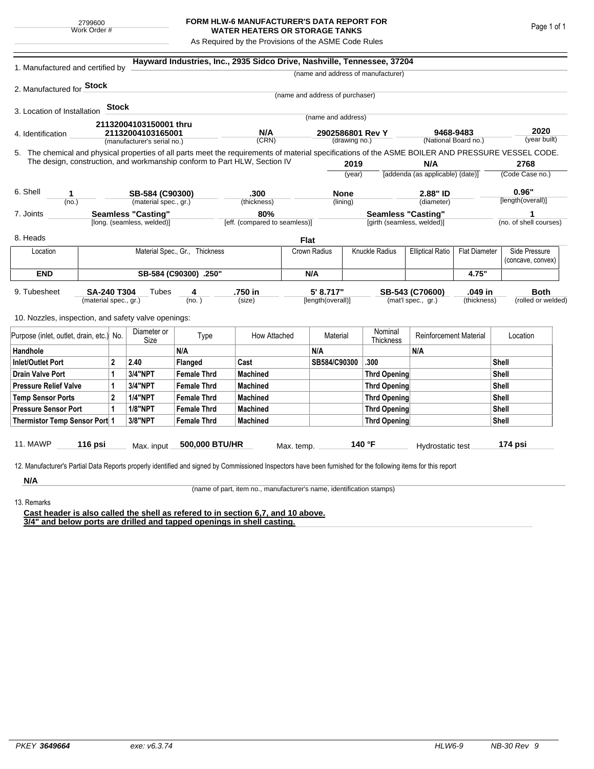2799600
Work Order #

# FORM HLW-6 MANUFACTURER'S DATA REPORT FOR WATER HEATERS OR STORAGE TANKS

As Required by the Provisions of the ASME Code Rules

1. Manufactured and certified by **Hayward Industries, Inc., 2935 Sidco Drive, Nashville, Tennessee, 37204**
(name and address of manufacturer)

2. Manufactured for **Stock**
(name and address of purchaser)

3. Location of Installation **Stock**
(name and address)

4. Identification **21132004103150001 thru 21132004103165001** (manufacturer's serial no.) **N/A** (CRN) **2902586801 Rev Y** (drawing no.) **9468-9483** (National Board no.) **2020** (year built)

5. The chemical and physical properties of all parts meet the requirements of material specifications of the ASME BOILER AND PRESSURE VESSEL CODE. The design, construction, and workmanship conform to Part HLW, Section IV **2019** (year) **N/A** [addenda (as applicable) (date)] **2768** (Code Case no.)

6. Shell **1** (no.) **SB-584 (C90300)** (material spec., gr.) **.300** (thickness) **None** (lining) **2.88" ID** (diameter) **0.96"** [length(overall)]

7. Joints **Seamless "Casting"** [long. (seamless, welded)] **80%** [eff. (compared to seamless)] **Seamless "Casting"** [girth (seamless, welded)] **1** (no. of shell courses)

8. Heads **Flat**

| Location | Material Spec., Gr., Thickness | Crown Radius | Knuckle Radius | Elliptical Ratio | Flat Diameter | Side Pressure (concave, convex) |
|---|---|---|---|---|---|---|
| **END** | **SB-584 (C90300) .250"** | **N/A** | | | **4.75"** | |

9. Tubesheet **SA-240 T304** (material spec., gr.) Tubes **4** (no.) **.750 in** (size) **5' 8.717"** [length(overall)] **SB-543 (C70600)** (mat'l spec., gr.) **.049 in** (thickness) **Both** (rolled or welded)

10. Nozzles, inspection, and safety valve openings:

| Purpose (inlet, outlet, drain, etc.) | No. | Diameter or Size | Type | How Attached | Material | Nominal Thickness | Reinforcement Material | Location |
|---|---|---|---|---|---|---|---|---|
| **Handhole** | | | **N/A** | | **N/A** | | **N/A** | |
| **Inlet/Outlet Port** | **2** | **2.40** | **Flanged** | **Cast** | **SB584/C90300** | **.300** | | **Shell** |
| **Drain Valve Port** | **1** | **3/4"NPT** | **Female Thrd** | **Machined** | | **Thrd Opening** | | **Shell** |
| **Pressure Relief Valve** | **1** | **3/4"NPT** | **Female Thrd** | **Machined** | | **Thrd Opening** | | **Shell** |
| **Temp Sensor Ports** | **2** | **1/4"NPT** | **Female Thrd** | **Machined** | | **Thrd Opening** | | **Shell** |
| **Pressure Sensor Port** | **1** | **1/8"NPT** | **Female Thrd** | **Machined** | | **Thrd Opening** | | **Shell** |
| **Thermistor Temp Sensor Port** | **1** | **3/8"NPT** | **Female Thrd** | **Machined** | | **Thrd Opening** | | **Shell** |

11. MAWP **116 psi** Max. input **500,000 BTU/HR** Max. temp. **140 °F** Hydrostatic test **174 psi**

12. Manufacturer's Partial Data Reports properly identified and signed by Commissioned Inspectors have been furnished for the following items for this report

**N/A**
(name of part, item no., manufacturer's name, identification stamps)

13. Remarks

**Cast header is also called the shell as refered to in section 6,7, and 10 above.**
**3/4" and below ports are drilled and tapped openings in shell casting.**

PKEY **3649664** exe: v6.3.74 HLW6-9 NB-30 Rev 9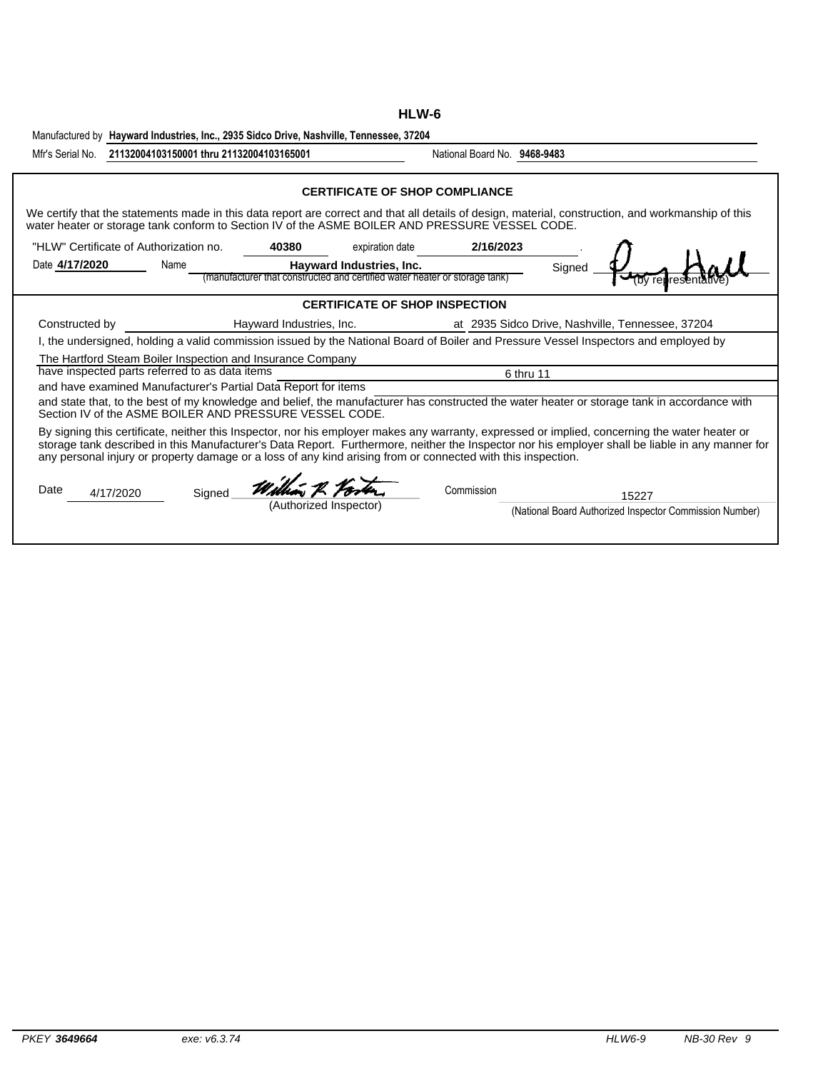# HLW-6

Manufactured by **Hayward Industries, Inc., 2935 Sidco Drive, Nashville, Tennessee, 37204**

Mfr's Serial No. **21132004103150001 thru 21132004103165001** National Board No. **9468-9483**

## CERTIFICATE OF SHOP COMPLIANCE

We certify that the statements made in this data report are correct and that all details of design, material, construction, and workmanship of this water heater or storage tank conform to Section IV of the ASME BOILER AND PRESSURE VESSEL CODE.

"HLW" Certificate of Authorization no. **40380** expiration date **2/16/2023** .

Date **4/17/2020** Name **Hayward Industries, Inc.** Signed (signature)
(manufacturer that constructed and certified water heater or storage tank) (by representative)

## CERTIFICATE OF SHOP INSPECTION

Constructed by Hayward Industries, Inc. at 2935 Sidco Drive, Nashville, Tennessee, 37204

I, the undersigned, holding a valid commission issued by the National Board of Boiler and Pressure Vessel Inspectors and employed by The Hartford Steam Boiler Inspection and Insurance Company

have inspected parts referred to as data items 6 thru 11

and have examined Manufacturer's Partial Data Report for items

and state that, to the best of my knowledge and belief, the manufacturer has constructed the water heater or storage tank in accordance with Section IV of the ASME BOILER AND PRESSURE VESSEL CODE.

By signing this certificate, neither this Inspector, nor his employer makes any warranty, expressed or implied, concerning the water heater or storage tank described in this Manufacturer's Data Report. Furthermore, neither the Inspector nor his employer shall be liable in any manner for any personal injury or property damage or a loss of any kind arising from or connected with this inspection.

Date 4/17/2020 Signed (signature) Commission 15227
(Authorized Inspector) (National Board Authorized Inspector Commission Number)

PKEY **3649664** exe: v6.3.74 HLW6-9 NB-30 Rev 9